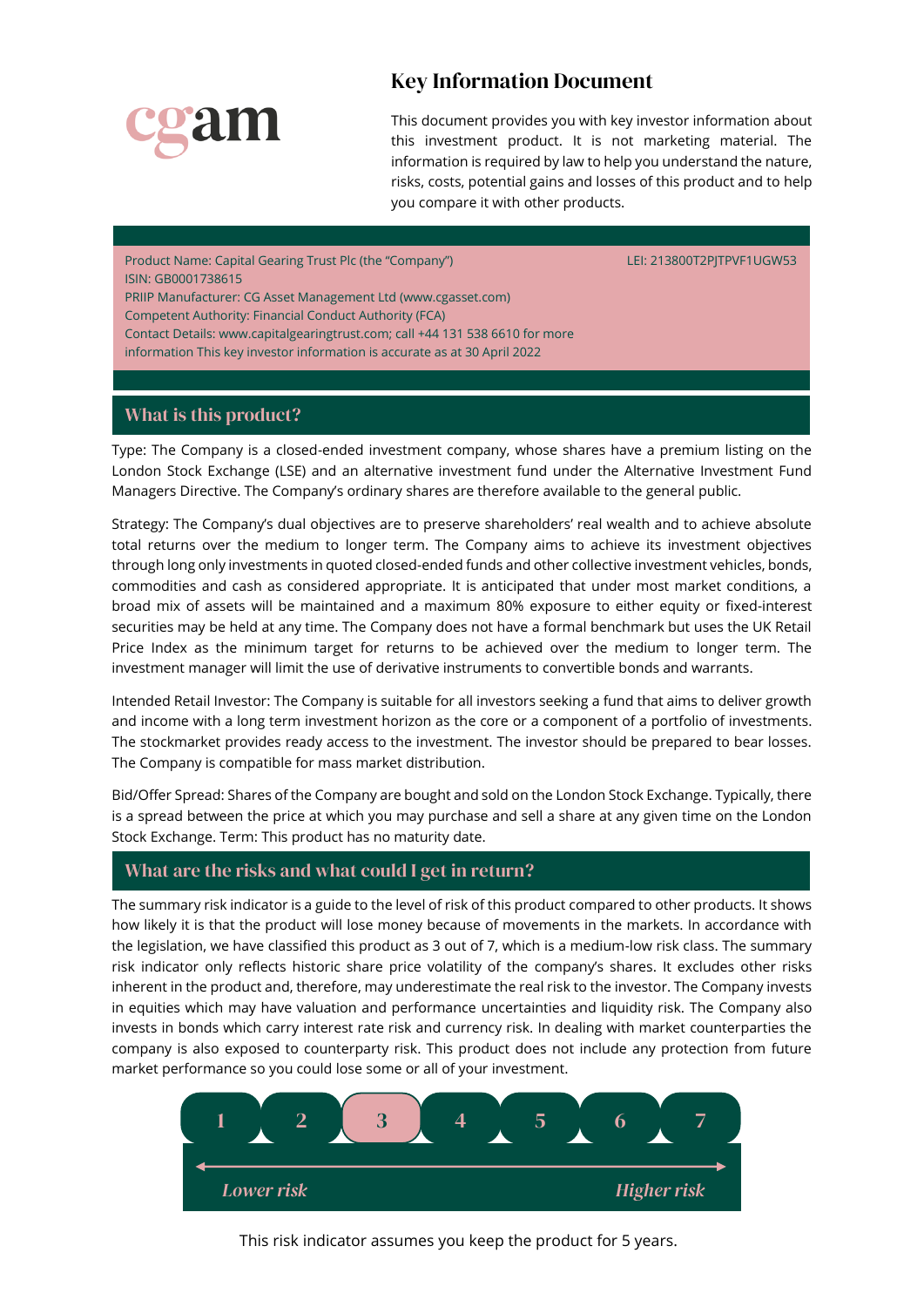cgam

# Key Information Document

This document provides you with key investor information about this investment product. It is not marketing material. The information is required by law to help you understand the nature, risks, costs, potential gains and losses of this product and to help you compare it with other products.

Product Name: Capital Gearing Trust Plc (the "Company")
LEI: 213800T2PJTPVF1UGW53
ISIN: GB0001738615
PRIIP Manufacturer: CG Asset Management Ltd (www.cgasset.com)
Competent Authority: Financial Conduct Authority (FCA)
Contact Details: www.capitalgearingtrust.com; call +44 131 538 6610 for more information This key investor information is accurate as at 30 April 2022

## What is this product?

Type: The Company is a closed-ended investment company, whose shares have a premium listing on the London Stock Exchange (LSE) and an alternative investment fund under the Alternative Investment Fund Managers Directive. The Company's ordinary shares are therefore available to the general public.

Strategy: The Company's dual objectives are to preserve shareholders' real wealth and to achieve absolute total returns over the medium to longer term. The Company aims to achieve its investment objectives through long only investments in quoted closed-ended funds and other collective investment vehicles, bonds, commodities and cash as considered appropriate. It is anticipated that under most market conditions, a broad mix of assets will be maintained and a maximum 80% exposure to either equity or fixed-interest securities may be held at any time. The Company does not have a formal benchmark but uses the UK Retail Price Index as the minimum target for returns to be achieved over the medium to longer term. The investment manager will limit the use of derivative instruments to convertible bonds and warrants.

Intended Retail Investor: The Company is suitable for all investors seeking a fund that aims to deliver growth and income with a long term investment horizon as the core or a component of a portfolio of investments. The stockmarket provides ready access to the investment. The investor should be prepared to bear losses. The Company is compatible for mass market distribution.

Bid/Offer Spread: Shares of the Company are bought and sold on the London Stock Exchange. Typically, there is a spread between the price at which you may purchase and sell a share at any given time on the London Stock Exchange. Term: This product has no maturity date.

## What are the risks and what could I get in return?

The summary risk indicator is a guide to the level of risk of this product compared to other products. It shows how likely it is that the product will lose money because of movements in the markets. In accordance with the legislation, we have classified this product as 3 out of 7, which is a medium-low risk class. The summary risk indicator only reflects historic share price volatility of the company's shares. It excludes other risks inherent in the product and, therefore, may underestimate the real risk to the investor. The Company invests in equities which may have valuation and performance uncertainties and liquidity risk. The Company also invests in bonds which carry interest rate risk and currency risk. In dealing with market counterparties the company is also exposed to counterparty risk. This product does not include any protection from future market performance so you could lose some or all of your investment.

| 1 | 2 | **3** | 4 | 5 | 6 | 7 |
|---|---|---|---|---|---|---|

*Lower risk* ← → *Higher risk*

This risk indicator assumes you keep the product for 5 years.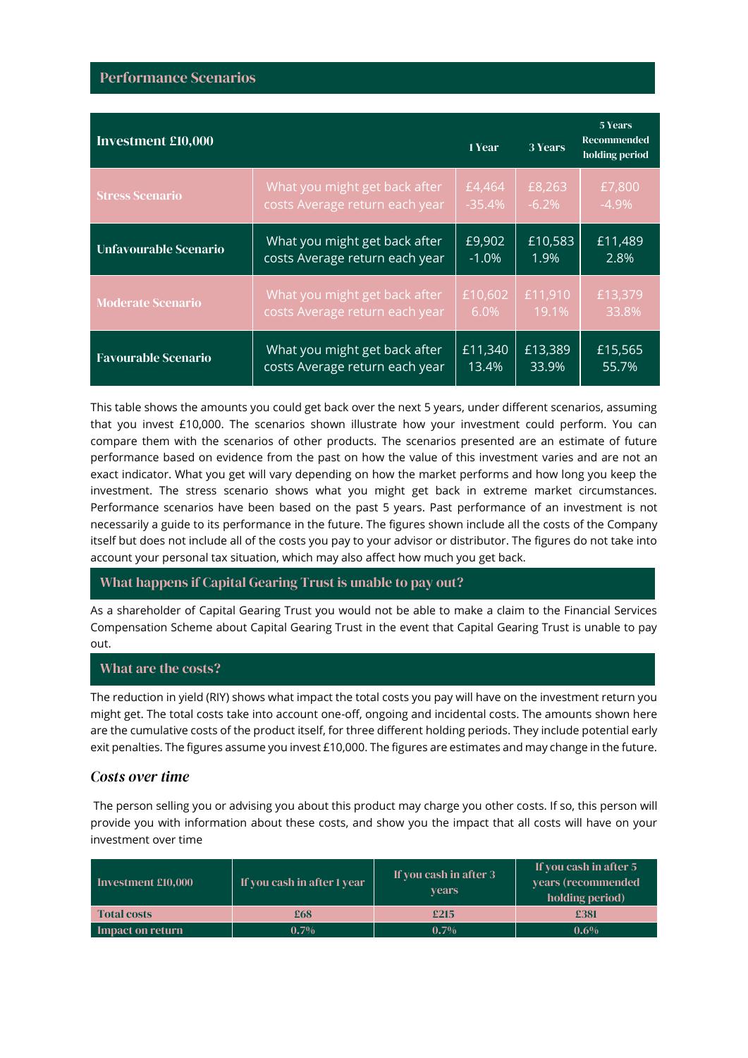## Performance Scenarios

| Investment £10,000 | | 1 Year | 3 Years | 5 Years Recommended holding period |
|---|---|---|---|---|
| **Stress Scenario** | What you might get back after costs Average return each year | £4,464 -35.4% | £8,263 -6.2% | £7,800 -4.9% |
| **Unfavourable Scenario** | What you might get back after costs Average return each year | £9,902 -1.0% | £10,583 1.9% | £11,489 2.8% |
| **Moderate Scenario** | What you might get back after costs Average return each year | £10,602 6.0% | £11,910 19.1% | £13,379 33.8% |
| **Favourable Scenario** | What you might get back after costs Average return each year | £11,340 13.4% | £13,389 33.9% | £15,565 55.7% |

This table shows the amounts you could get back over the next 5 years, under different scenarios, assuming that you invest £10,000. The scenarios shown illustrate how your investment could perform. You can compare them with the scenarios of other products. The scenarios presented are an estimate of future performance based on evidence from the past on how the value of this investment varies and are not an exact indicator. What you get will vary depending on how the market performs and how long you keep the investment. The stress scenario shows what you might get back in extreme market circumstances. Performance scenarios have been based on the past 5 years. Past performance of an investment is not necessarily a guide to its performance in the future. The figures shown include all the costs of the Company itself but does not include all of the costs you pay to your advisor or distributor. The figures do not take into account your personal tax situation, which may also affect how much you get back.

## What happens if Capital Gearing Trust is unable to pay out?

As a shareholder of Capital Gearing Trust you would not be able to make a claim to the Financial Services Compensation Scheme about Capital Gearing Trust in the event that Capital Gearing Trust is unable to pay out.

## What are the costs?

The reduction in yield (RIY) shows what impact the total costs you pay will have on the investment return you might get. The total costs take into account one-off, ongoing and incidental costs. The amounts shown here are the cumulative costs of the product itself, for three different holding periods. They include potential early exit penalties. The figures assume you invest £10,000. The figures are estimates and may change in the future.

### *Costs over time*

The person selling you or advising you about this product may charge you other costs. If so, this person will provide you with information about these costs, and show you the impact that all costs will have on your investment over time

| Investment £10,000 | If you cash in after 1 year | If you cash in after 3 years | If you cash in after 5 years (recommended holding period) |
|---|---|---|---|
| **Total costs** | £68 | £215 | £381 |
| **Impact on return** | 0.7% | 0.7% | 0.6% |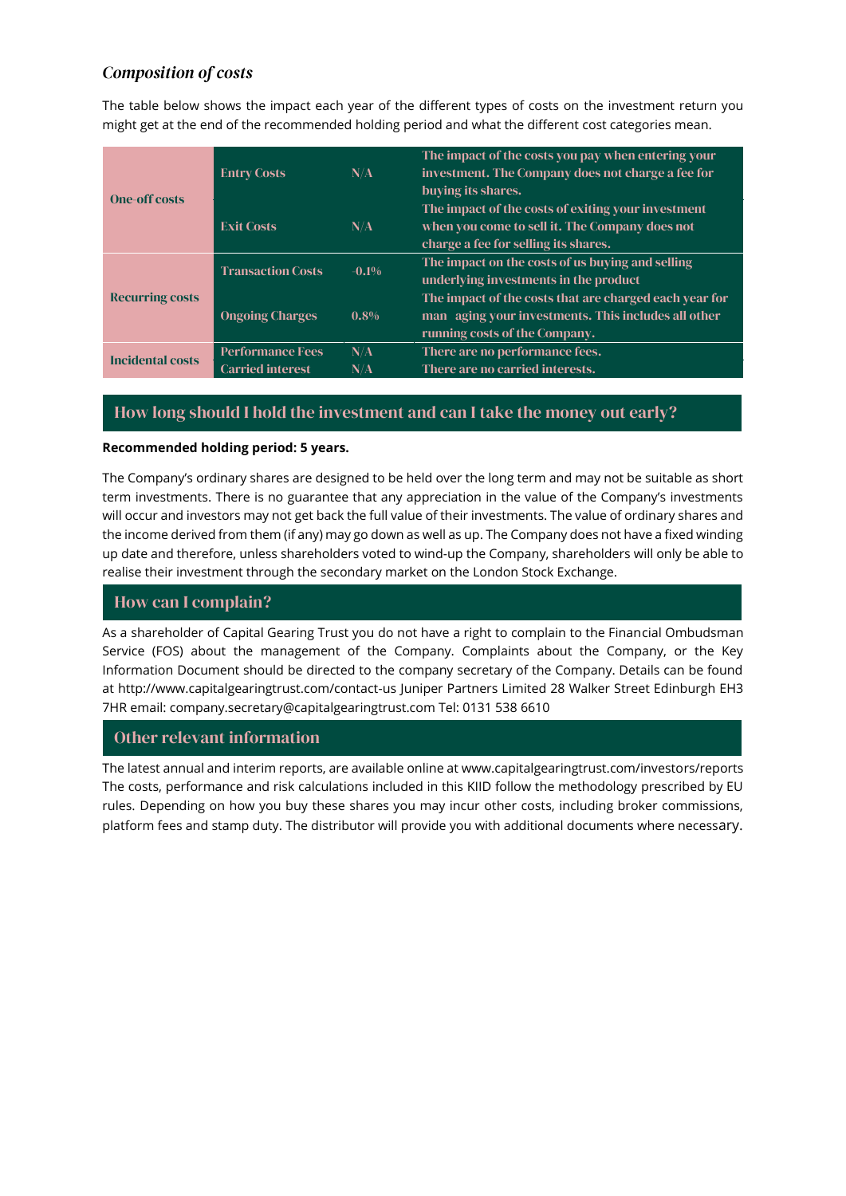### *Composition of costs*

The table below shows the impact each year of the different types of costs on the investment return you might get at the end of the recommended holding period and what the different cost categories mean.

| | | | |
|---|---|---|---|
| One-off costs | Entry Costs | N/A | The impact of the costs you pay when entering your investment. The Company does not charge a fee for buying its shares. |
| | Exit Costs | N/A | The impact of the costs of exiting your investment when you come to sell it. The Company does not charge a fee for selling its shares. |
| Recurring costs | Transaction Costs | -0.1% | The impact on the costs of us buying and selling underlying investments in the product |
| | Ongoing Charges | 0.8% | The impact of the costs that are charged each year for man aging your investments. This includes all other running costs of the Company. |
| Incidental costs | Performance Fees | N/A | There are no performance fees. |
| | Carried interest | N/A | There are no carried interests. |

## How long should I hold the investment and can I take the money out early?

**Recommended holding period: 5 years.**

The Company's ordinary shares are designed to be held over the long term and may not be suitable as short term investments. There is no guarantee that any appreciation in the value of the Company's investments will occur and investors may not get back the full value of their investments. The value of ordinary shares and the income derived from them (if any) may go down as well as up. The Company does not have a fixed winding up date and therefore, unless shareholders voted to wind-up the Company, shareholders will only be able to realise their investment through the secondary market on the London Stock Exchange.

## How can I complain?

As a shareholder of Capital Gearing Trust you do not have a right to complain to the Financial Ombudsman Service (FOS) about the management of the Company. Complaints about the Company, or the Key Information Document should be directed to the company secretary of the Company. Details can be found at http://www.capitalgearingtrust.com/contact-us Juniper Partners Limited 28 Walker Street Edinburgh EH3 7HR email: company.secretary@capitalgearingtrust.com Tel: 0131 538 6610

## Other relevant information

The latest annual and interim reports, are available online at www.capitalgearingtrust.com/investors/reports The costs, performance and risk calculations included in this KIID follow the methodology prescribed by EU rules. Depending on how you buy these shares you may incur other costs, including broker commissions, platform fees and stamp duty. The distributor will provide you with additional documents where necessary.